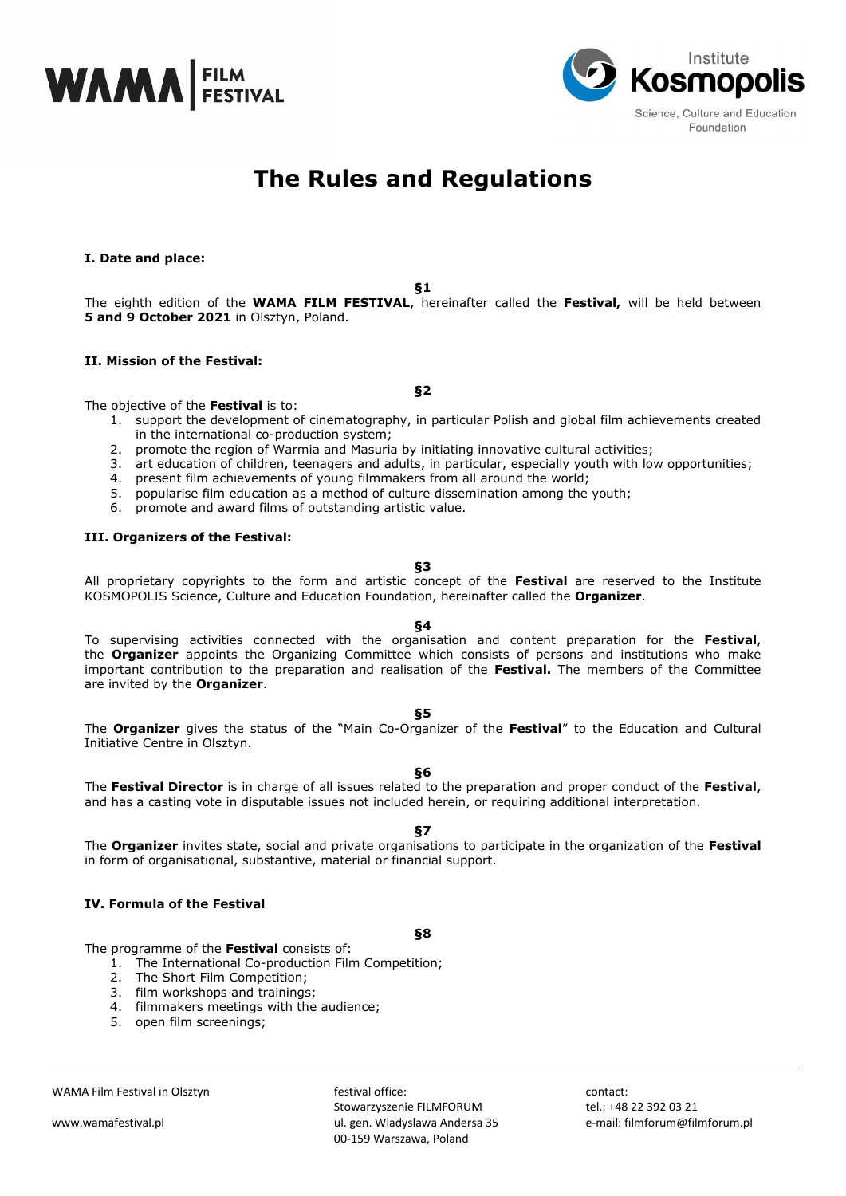# The Rules and Regulations

**I. Date and place:**

**§1**

The eighth edition of the **WAMA FILM FESTIVAL**, hereinafter called the **Festival,** will be held between **5 and 9 October 2021** in Olsztyn, Poland.

**II. Mission of the Festival:**

**§2**

The objective of the **Festival** is to:

1. support the development of cinematography, in particular Polish and global film achievements created in the international co-production system;
2. promote the region of Warmia and Masuria by initiating innovative cultural activities;
3. art education of children, teenagers and adults, in particular, especially youth with low opportunities;
4. present film achievements of young filmmakers from all around the world;
5. popularise film education as a method of culture dissemination among the youth;
6. promote and award films of outstanding artistic value.

**III. Organizers of the Festival:**

**§3**

All proprietary copyrights to the form and artistic concept of the **Festival** are reserved to the Institute KOSMOPOLIS Science, Culture and Education Foundation, hereinafter called the **Organizer**.

**§4**

To supervising activities connected with the organisation and content preparation for the **Festival**, the **Organizer** appoints the Organizing Committee which consists of persons and institutions who make important contribution to the preparation and realisation of the **Festival.** The members of the Committee are invited by the **Organizer**.

**§5**

The **Organizer** gives the status of the "Main Co-Organizer of the **Festival**" to the Education and Cultural Initiative Centre in Olsztyn.

**§6**

The **Festival Director** is in charge of all issues related to the preparation and proper conduct of the **Festival**, and has a casting vote in disputable issues not included herein, or requiring additional interpretation.

**§7**

The **Organizer** invites state, social and private organisations to participate in the organization of the **Festival** in form of organisational, substantive, material or financial support.

**IV. Formula of the Festival**

**§8**

The programme of the **Festival** consists of:

1. The International Co-production Film Competition;
2. The Short Film Competition;
3. film workshops and trainings;
4. filmmakers meetings with the audience;
5. open film screenings;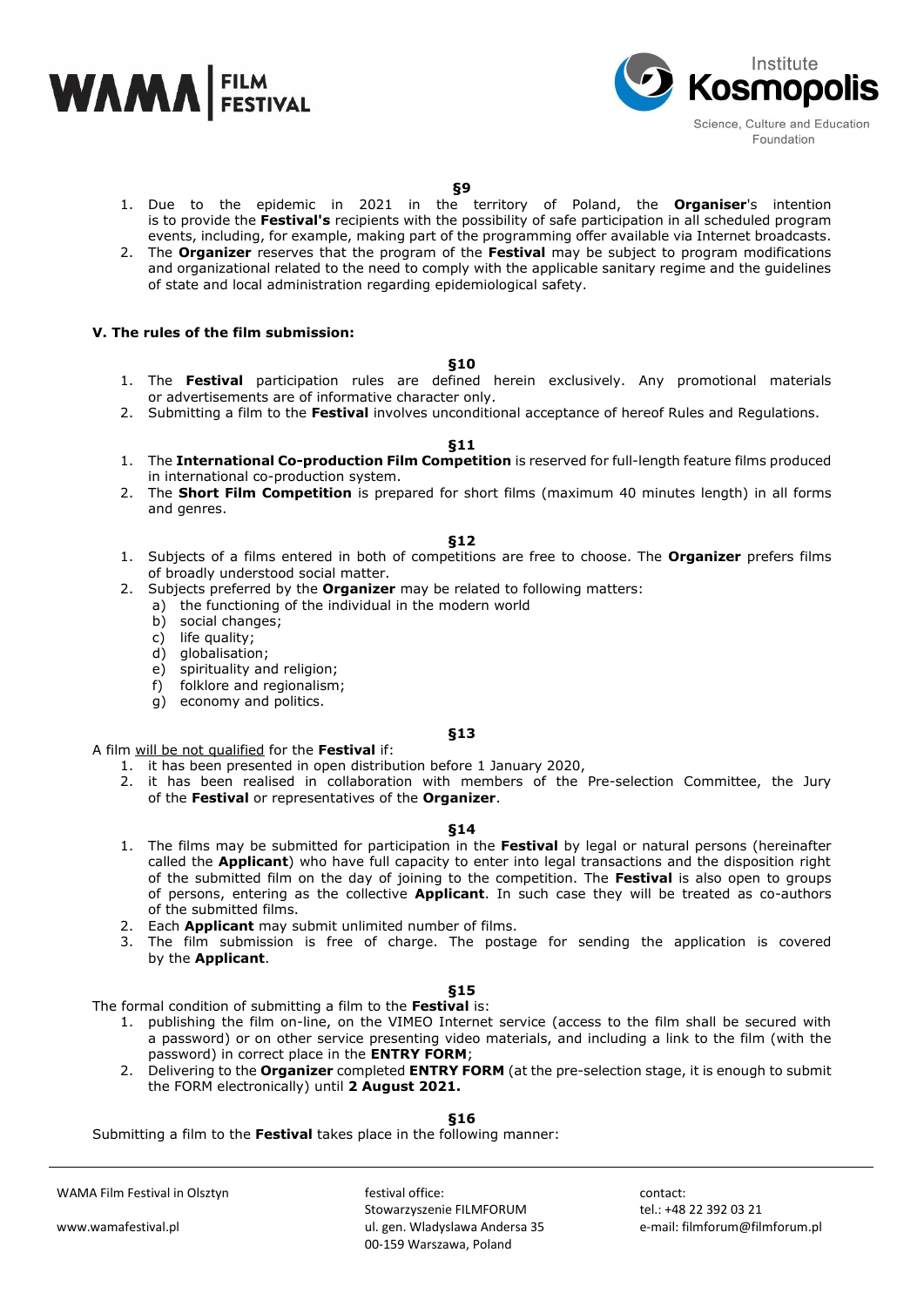**§9**

1. Due to the epidemic in 2021 in the territory of Poland, the **Organiser**'s intention is to provide the **Festival's** recipients with the possibility of safe participation in all scheduled program events, including, for example, making part of the programming offer available via Internet broadcasts.
2. The **Organizer** reserves that the program of the **Festival** may be subject to program modifications and organizational related to the need to comply with the applicable sanitary regime and the guidelines of state and local administration regarding epidemiological safety.

### V. The rules of the film submission:

**§10**

1. The **Festival** participation rules are defined herein exclusively. Any promotional materials or advertisements are of informative character only.
2. Submitting a film to the **Festival** involves unconditional acceptance of hereof Rules and Regulations.

**§11**

1. The **International Co-production Film Competition** is reserved for full-length feature films produced in international co-production system.
2. The **Short Film Competition** is prepared for short films (maximum 40 minutes length) in all forms and genres.

**§12**

1. Subjects of a films entered in both of competitions are free to choose. The **Organizer** prefers films of broadly understood social matter.
2. Subjects preferred by the **Organizer** may be related to following matters:
   a) the functioning of the individual in the modern world
   b) social changes;
   c) life quality;
   d) globalisation;
   e) spirituality and religion;
   f) folklore and regionalism;
   g) economy and politics.

**§13**

A film will be not qualified for the **Festival** if:

1. it has been presented in open distribution before 1 January 2020,
2. it has been realised in collaboration with members of the Pre-selection Committee, the Jury of the **Festival** or representatives of the **Organizer**.

**§14**

1. The films may be submitted for participation in the **Festival** by legal or natural persons (hereinafter called the **Applicant**) who have full capacity to enter into legal transactions and the disposition right of the submitted film on the day of joining to the competition. The **Festival** is also open to groups of persons, entering as the collective **Applicant**. In such case they will be treated as co-authors of the submitted films.
2. Each **Applicant** may submit unlimited number of films.
3. The film submission is free of charge. The postage for sending the application is covered by the **Applicant**.

**§15**

The formal condition of submitting a film to the **Festival** is:

1. publishing the film on-line, on the VIMEO Internet service (access to the film shall be secured with a password) or on other service presenting video materials, and including a link to the film (with the password) in correct place in the **ENTRY FORM**;
2. Delivering to the **Organizer** completed **ENTRY FORM** (at the pre-selection stage, it is enough to submit the FORM electronically) until **2 August 2021.**

**§16**

Submitting a film to the **Festival** takes place in the following manner: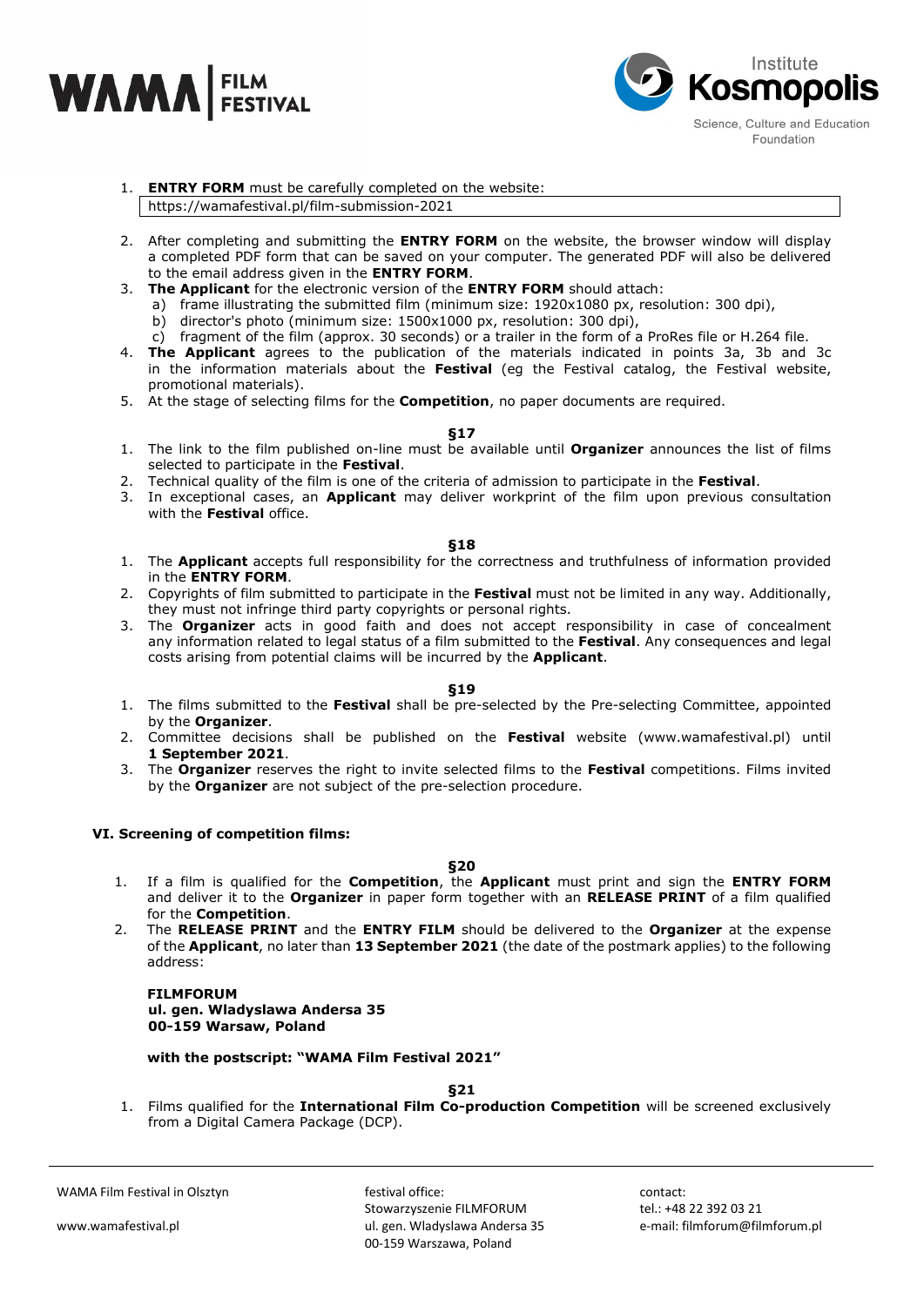1. **ENTRY FORM** must be carefully completed on the website:

   https://wamafestival.pl/film-submission-2021

2. After completing and submitting the **ENTRY FORM** on the website, the browser window will display a completed PDF form that can be saved on your computer. The generated PDF will also be delivered to the email address given in the **ENTRY FORM**.
3. **The Applicant** for the electronic version of the **ENTRY FORM** should attach:
   a) frame illustrating the submitted film (minimum size: 1920x1080 px, resolution: 300 dpi),
   b) director's photo (minimum size: 1500x1000 px, resolution: 300 dpi),
   c) fragment of the film (approx. 30 seconds) or a trailer in the form of a ProRes file or H.264 file.
4. **The Applicant** agrees to the publication of the materials indicated in points 3a, 3b and 3c in the information materials about the **Festival** (eg the Festival catalog, the Festival website, promotional materials).
5. At the stage of selecting films for the **Competition**, no paper documents are required.

**§17**

1. The link to the film published on-line must be available until **Organizer** announces the list of films selected to participate in the **Festival**.
2. Technical quality of the film is one of the criteria of admission to participate in the **Festival**.
3. In exceptional cases, an **Applicant** may deliver workprint of the film upon previous consultation with the **Festival** office.

**§18**

1. The **Applicant** accepts full responsibility for the correctness and truthfulness of information provided in the **ENTRY FORM**.
2. Copyrights of film submitted to participate in the **Festival** must not be limited in any way. Additionally, they must not infringe third party copyrights or personal rights.
3. The **Organizer** acts in good faith and does not accept responsibility in case of concealment any information related to legal status of a film submitted to the **Festival**. Any consequences and legal costs arising from potential claims will be incurred by the **Applicant**.

**§19**

1. The films submitted to the **Festival** shall be pre-selected by the Pre-selecting Committee, appointed by the **Organizer**.
2. Committee decisions shall be published on the **Festival** website (www.wamafestival.pl) until **1 September 2021**.
3. The **Organizer** reserves the right to invite selected films to the **Festival** competitions. Films invited by the **Organizer** are not subject of the pre-selection procedure.

## VI. Screening of competition films:

**§20**

1. If a film is qualified for the **Competition**, the **Applicant** must print and sign the **ENTRY FORM** and deliver it to the **Organizer** in paper form together with an **RELEASE PRINT** of a film qualified for the **Competition**.
2. The **RELEASE PRINT** and the **ENTRY FILM** should be delivered to the **Organizer** at the expense of the **Applicant**, no later than **13 September 2021** (the date of the postmark applies) to the following address:

**FILMFORUM**
**ul. gen. Wladyslawa Andersa 35**
**00-159 Warsaw, Poland**

**with the postscript: "WAMA Film Festival 2021"**

**§21**

1. Films qualified for the **International Film Co-production Competition** will be screened exclusively from a Digital Camera Package (DCP).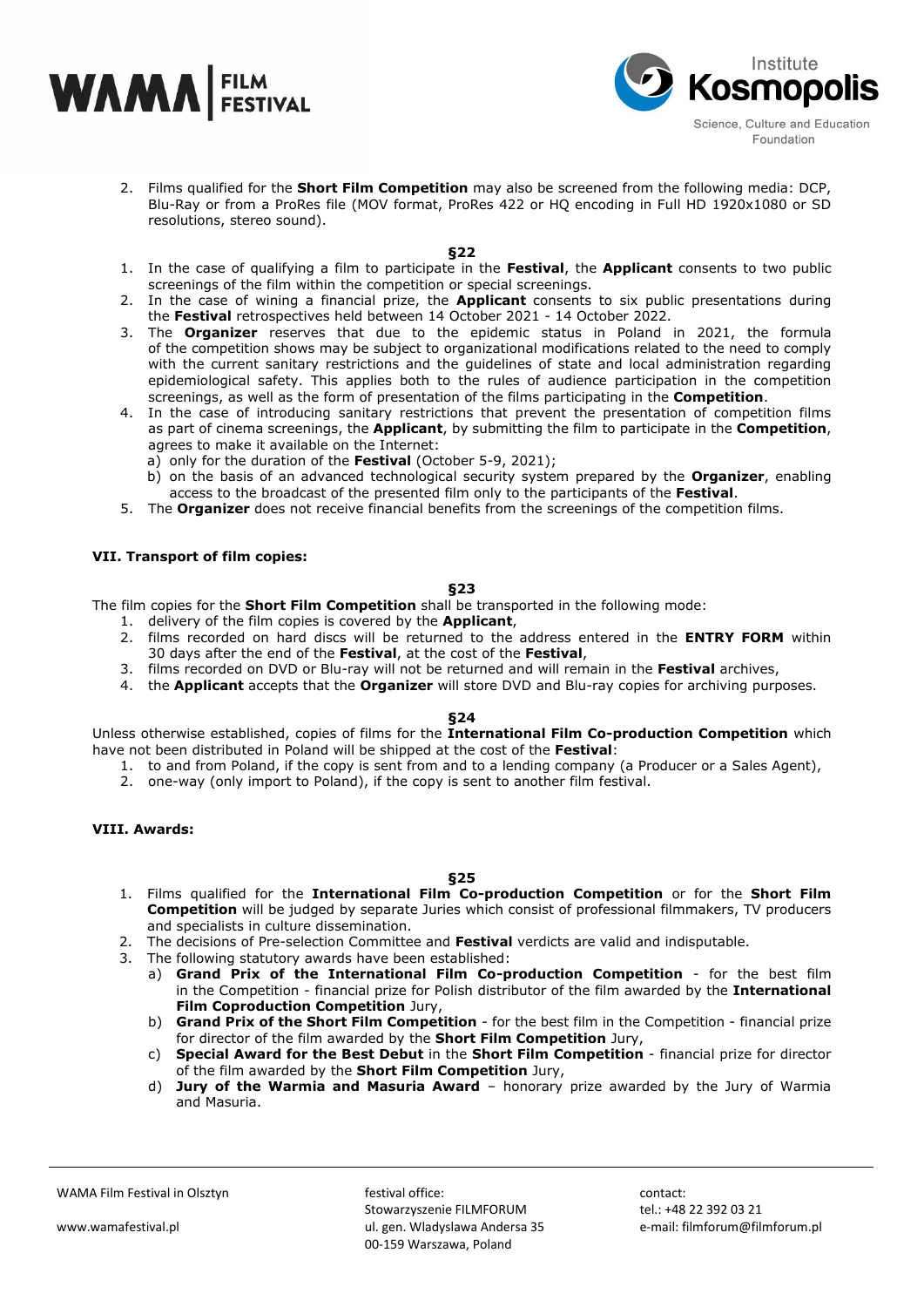2. Films qualified for the **Short Film Competition** may also be screened from the following media: DCP, Blu-Ray or from a ProRes file (MOV format, ProRes 422 or HQ encoding in Full HD 1920x1080 or SD resolutions, stereo sound).

**§22**

1. In the case of qualifying a film to participate in the **Festival**, the **Applicant** consents to two public screenings of the film within the competition or special screenings.
2. In the case of wining a financial prize, the **Applicant** consents to six public presentations during the **Festival** retrospectives held between 14 October 2021 - 14 October 2022.
3. The **Organizer** reserves that due to the epidemic status in Poland in 2021, the formula of the competition shows may be subject to organizational modifications related to the need to comply with the current sanitary restrictions and the guidelines of state and local administration regarding epidemiological safety. This applies both to the rules of audience participation in the competition screenings, as well as the form of presentation of the films participating in the **Competition**.
4. In the case of introducing sanitary restrictions that prevent the presentation of competition films as part of cinema screenings, the **Applicant**, by submitting the film to participate in the **Competition**, agrees to make it available on the Internet:
   a) only for the duration of the **Festival** (October 5-9, 2021);
   b) on the basis of an advanced technological security system prepared by the **Organizer**, enabling access to the broadcast of the presented film only to the participants of the **Festival**.
5. The **Organizer** does not receive financial benefits from the screenings of the competition films.

### VII. Transport of film copies:

**§23**

The film copies for the **Short Film Competition** shall be transported in the following mode:

1. delivery of the film copies is covered by the **Applicant**,
2. films recorded on hard discs will be returned to the address entered in the **ENTRY FORM** within 30 days after the end of the **Festival**, at the cost of the **Festival**,
3. films recorded on DVD or Blu-ray will not be returned and will remain in the **Festival** archives,
4. the **Applicant** accepts that the **Organizer** will store DVD and Blu-ray copies for archiving purposes.

**§24**

Unless otherwise established, copies of films for the **International Film Co-production Competition** which have not been distributed in Poland will be shipped at the cost of the **Festival**:

1. to and from Poland, if the copy is sent from and to a lending company (a Producer or a Sales Agent),
2. one-way (only import to Poland), if the copy is sent to another film festival.

### VIII. Awards:

**§25**

1. Films qualified for the **International Film Co-production Competition** or for the **Short Film Competition** will be judged by separate Juries which consist of professional filmmakers, TV producers and specialists in culture dissemination.
2. The decisions of Pre-selection Committee and **Festival** verdicts are valid and indisputable.
3. The following statutory awards have been established:
   a) **Grand Prix of the International Film Co-production Competition** - for the best film in the Competition - financial prize for Polish distributor of the film awarded by the **International Film Coproduction Competition** Jury,
   b) **Grand Prix of the Short Film Competition** - for the best film in the Competition - financial prize for director of the film awarded by the **Short Film Competition** Jury,
   c) **Special Award for the Best Debut** in the **Short Film Competition** - financial prize for director of the film awarded by the **Short Film Competition** Jury,
   d) **Jury of the Warmia and Masuria Award** – honorary prize awarded by the Jury of Warmia and Masuria.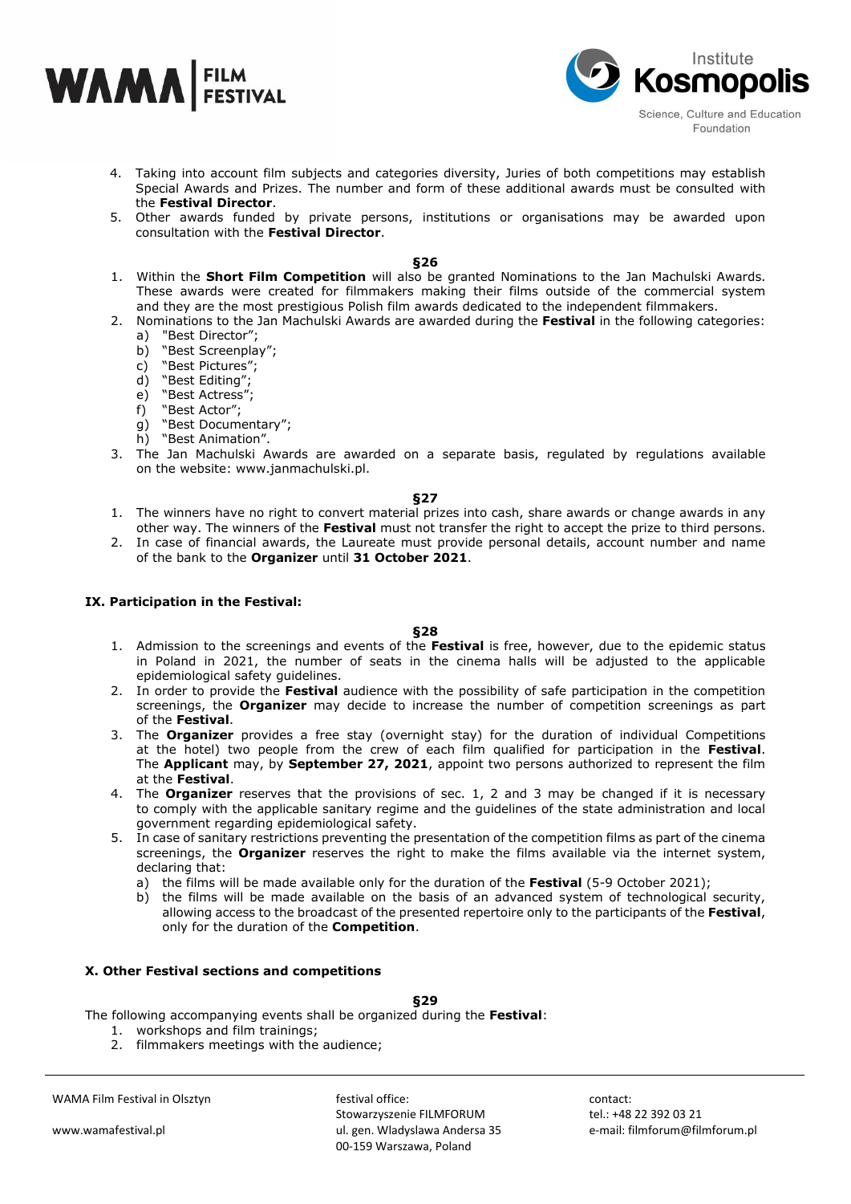4. Taking into account film subjects and categories diversity, Juries of both competitions may establish Special Awards and Prizes. The number and form of these additional awards must be consulted with the **Festival Director**.
5. Other awards funded by private persons, institutions or organisations may be awarded upon consultation with the **Festival Director**.

**§26**

1. Within the **Short Film Competition** will also be granted Nominations to the Jan Machulski Awards. These awards were created for filmmakers making their films outside of the commercial system and they are the most prestigious Polish film awards dedicated to the independent filmmakers.
2. Nominations to the Jan Machulski Awards are awarded during the **Festival** in the following categories:
   a) "Best Director";
   b) "Best Screenplay";
   c) "Best Pictures";
   d) "Best Editing";
   e) "Best Actress";
   f) "Best Actor";
   g) "Best Documentary";
   h) "Best Animation".
3. The Jan Machulski Awards are awarded on a separate basis, regulated by regulations available on the website: www.janmachulski.pl.

**§27**

1. The winners have no right to convert material prizes into cash, share awards or change awards in any other way. The winners of the **Festival** must not transfer the right to accept the prize to third persons.
2. In case of financial awards, the Laureate must provide personal details, account number and name of the bank to the **Organizer** until **31 October 2021**.

## IX. Participation in the Festival:

**§28**

1. Admission to the screenings and events of the **Festival** is free, however, due to the epidemic status in Poland in 2021, the number of seats in the cinema halls will be adjusted to the applicable epidemiological safety guidelines.
2. In order to provide the **Festival** audience with the possibility of safe participation in the competition screenings, the **Organizer** may decide to increase the number of competition screenings as part of the **Festival**.
3. The **Organizer** provides a free stay (overnight stay) for the duration of individual Competitions at the hotel) two people from the crew of each film qualified for participation in the **Festival**. The **Applicant** may, by **September 27, 2021**, appoint two persons authorized to represent the film at the **Festival**.
4. The **Organizer** reserves that the provisions of sec. 1, 2 and 3 may be changed if it is necessary to comply with the applicable sanitary regime and the guidelines of the state administration and local government regarding epidemiological safety.
5. In case of sanitary restrictions preventing the presentation of the competition films as part of the cinema screenings, the **Organizer** reserves the right to make the films available via the internet system, declaring that:
   a) the films will be made available only for the duration of the **Festival** (5-9 October 2021);
   b) the films will be made available on the basis of an advanced system of technological security, allowing access to the broadcast of the presented repertoire only to the participants of the **Festival**, only for the duration of the **Competition**.

## X. Other Festival sections and competitions

**§29**

The following accompanying events shall be organized during the **Festival**:

1. workshops and film trainings;
2. filmmakers meetings with the audience;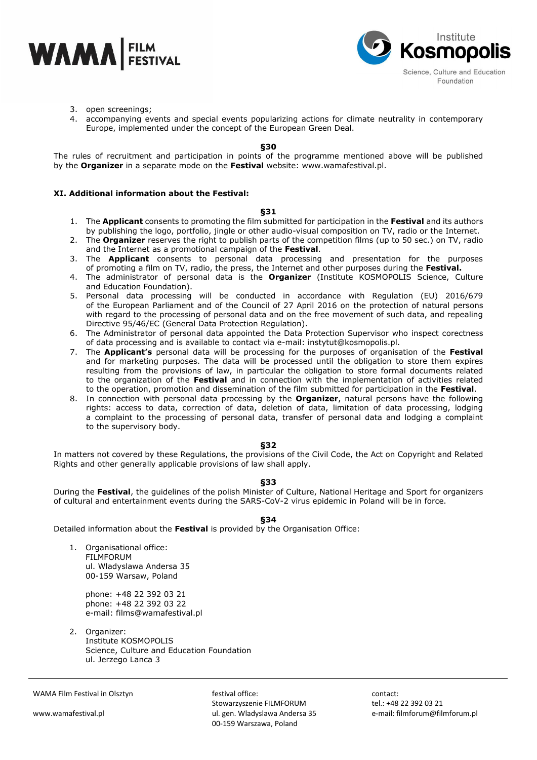3. open screenings;
4. accompanying events and special events popularizing actions for climate neutrality in contemporary Europe, implemented under the concept of the European Green Deal.

**§30**

The rules of recruitment and participation in points of the programme mentioned above will be published by the **Organizer** in a separate mode on the **Festival** website: www.wamafestival.pl.

**XI. Additional information about the Festival:**

**§31**

1. The **Applicant** consents to promoting the film submitted for participation in the **Festival** and its authors by publishing the logo, portfolio, jingle or other audio-visual composition on TV, radio or the Internet.
2. The **Organizer** reserves the right to publish parts of the competition films (up to 50 sec.) on TV, radio and the Internet as a promotional campaign of the **Festival**.
3. The **Applicant** consents to personal data processing and presentation for the purposes of promoting a film on TV, radio, the press, the Internet and other purposes during the **Festival.**
4. The administrator of personal data is the **Organizer** (Institute KOSMOPOLIS Science, Culture and Education Foundation).
5. Personal data processing will be conducted in accordance with Regulation (EU) 2016/679 of the European Parliament and of the Council of 27 April 2016 on the protection of natural persons with regard to the processing of personal data and on the free movement of such data, and repealing Directive 95/46/EC (General Data Protection Regulation).
6. The Administrator of personal data appointed the Data Protection Supervisor who inspect corectness of data processing and is available to contact via e-mail: instytut@kosmopolis.pl.
7. The **Applicant's** personal data will be processing for the purposes of organisation of the **Festival** and for marketing purposes. The data will be processed until the obligation to store them expires resulting from the provisions of law, in particular the obligation to store formal documents related to the organization of the **Festival** and in connection with the implementation of activities related to the operation, promotion and dissemination of the film submitted for participation in the **Festival**.
8. In connection with personal data processing by the **Organizer**, natural persons have the following rights: access to data, correction of data, deletion of data, limitation of data processing, lodging a complaint to the processing of personal data, transfer of personal data and lodging a complaint to the supervisory body.

**§32**

In matters not covered by these Regulations, the provisions of the Civil Code, the Act on Copyright and Related Rights and other generally applicable provisions of law shall apply.

**§33**

During the **Festival**, the guidelines of the polish Minister of Culture, National Heritage and Sport for organizers of cultural and entertainment events during the SARS-CoV-2 virus epidemic in Poland will be in force.

**§34**

Detailed information about the **Festival** is provided by the Organisation Office:

1. Organisational office:
   FILMFORUM
   ul. Wladyslawa Andersa 35
   00-159 Warsaw, Poland

   phone: +48 22 392 03 21
   phone: +48 22 392 03 22
   e-mail: films@wamafestival.pl

2. Organizer:
   Institute KOSMOPOLIS
   Science, Culture and Education Foundation
   ul. Jerzego Lanca 3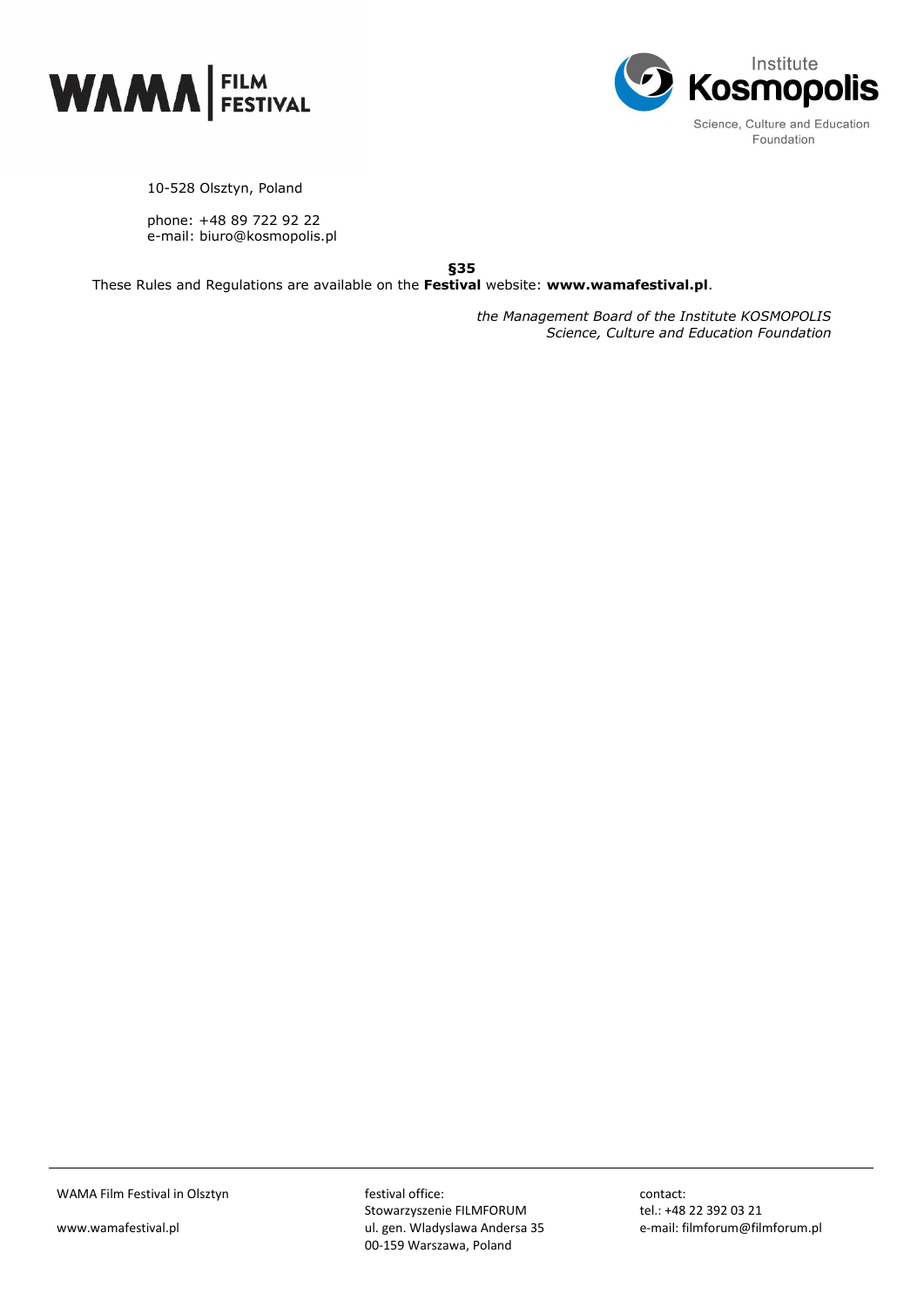10-528 Olsztyn, Poland

phone: +48 89 722 92 22
e-mail: biuro@kosmopolis.pl

**§35**

These Rules and Regulations are available on the **Festival** website: **www.wamafestival.pl**.

*the Management Board of the Institute KOSMOPOLIS*
*Science, Culture and Education Foundation*